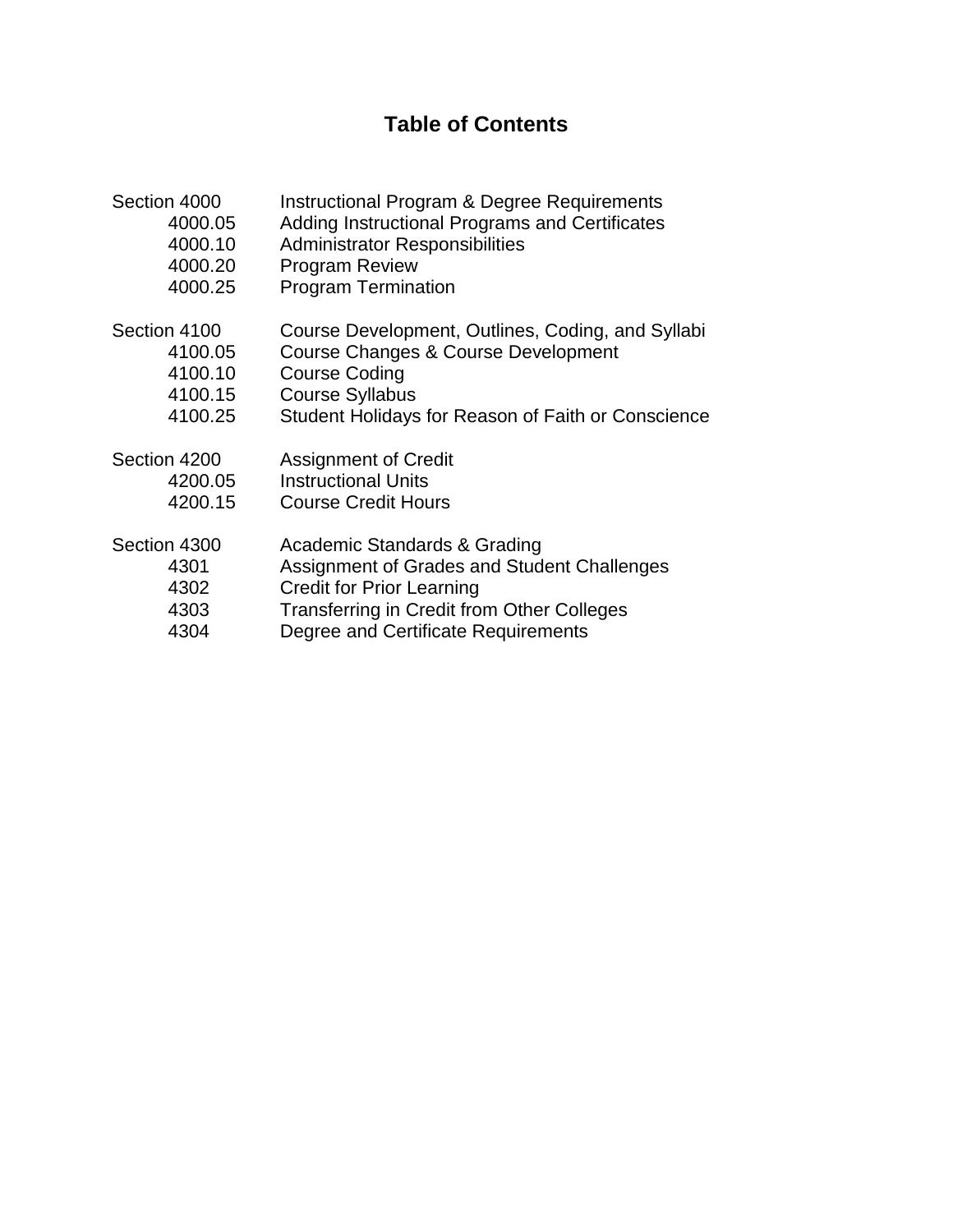# Table of Contents

| | |
|---|---|
| Section 4000 | Instructional Program & Degree Requirements |
| 4000.05 | Adding Instructional Programs and Certificates |
| 4000.10 | Administrator Responsibilities |
| 4000.20 | Program Review |
| 4000.25 | Program Termination |
| | |
| Section 4100 | Course Development, Outlines, Coding, and Syllabi |
| 4100.05 | Course Changes & Course Development |
| 4100.10 | Course Coding |
| 4100.15 | Course Syllabus |
| 4100.25 | Student Holidays for Reason of Faith or Conscience |
| | |
| Section 4200 | Assignment of Credit |
| 4200.05 | Instructional Units |
| 4200.15 | Course Credit Hours |
| | |
| Section 4300 | Academic Standards & Grading |
| 4301 | Assignment of Grades and Student Challenges |
| 4302 | Credit for Prior Learning |
| 4303 | Transferring in Credit from Other Colleges |
| 4304 | Degree and Certificate Requirements |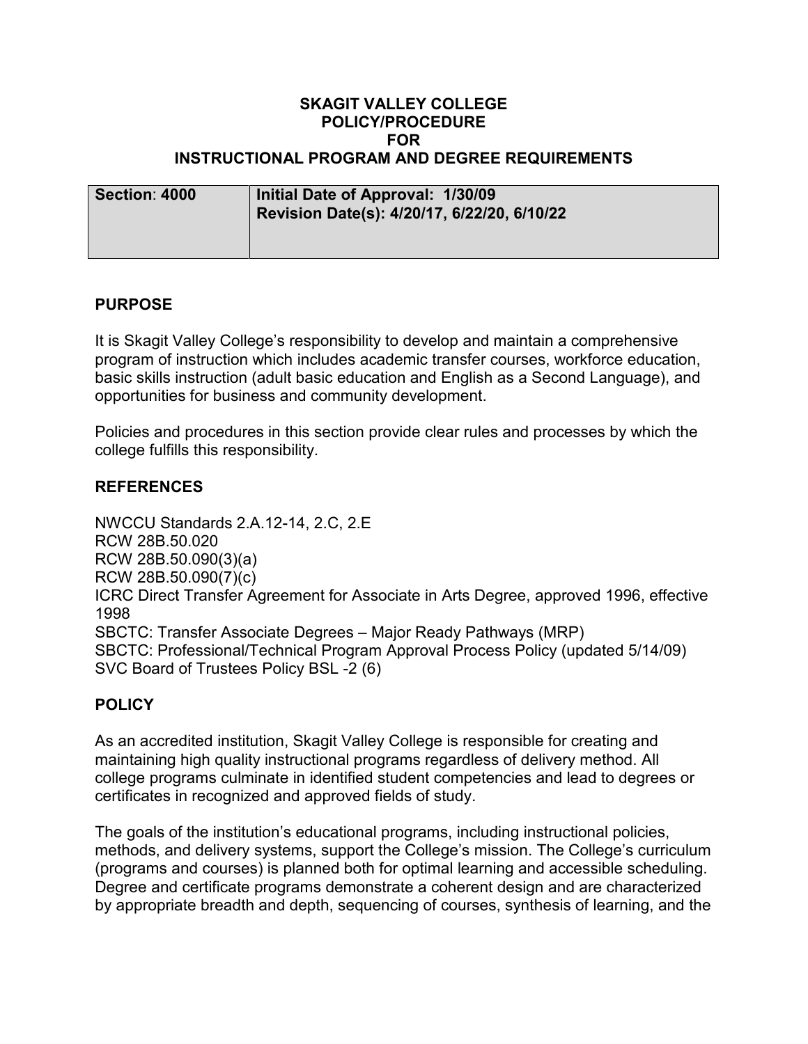**SKAGIT VALLEY COLLEGE**
**POLICY/PROCEDURE**
**FOR**
**INSTRUCTIONAL PROGRAM AND DEGREE REQUIREMENTS**

| **Section: 4000** | **Initial Date of Approval: 1/30/09**<br>**Revision Date(s): 4/20/17, 6/22/20, 6/10/22** |
|---|---|

## PURPOSE

It is Skagit Valley College's responsibility to develop and maintain a comprehensive program of instruction which includes academic transfer courses, workforce education, basic skills instruction (adult basic education and English as a Second Language), and opportunities for business and community development.

Policies and procedures in this section provide clear rules and processes by which the college fulfills this responsibility.

## REFERENCES

NWCCU Standards 2.A.12-14, 2.C, 2.E
RCW 28B.50.020
RCW 28B.50.090(3)(a)
RCW 28B.50.090(7)(c)
ICRC Direct Transfer Agreement for Associate in Arts Degree, approved 1996, effective 1998
SBCTC: Transfer Associate Degrees – Major Ready Pathways (MRP)
SBCTC: Professional/Technical Program Approval Process Policy (updated 5/14/09)
SVC Board of Trustees Policy BSL -2 (6)

## POLICY

As an accredited institution, Skagit Valley College is responsible for creating and maintaining high quality instructional programs regardless of delivery method. All college programs culminate in identified student competencies and lead to degrees or certificates in recognized and approved fields of study.

The goals of the institution's educational programs, including instructional policies, methods, and delivery systems, support the College's mission. The College's curriculum (programs and courses) is planned both for optimal learning and accessible scheduling. Degree and certificate programs demonstrate a coherent design and are characterized by appropriate breadth and depth, sequencing of courses, synthesis of learning, and the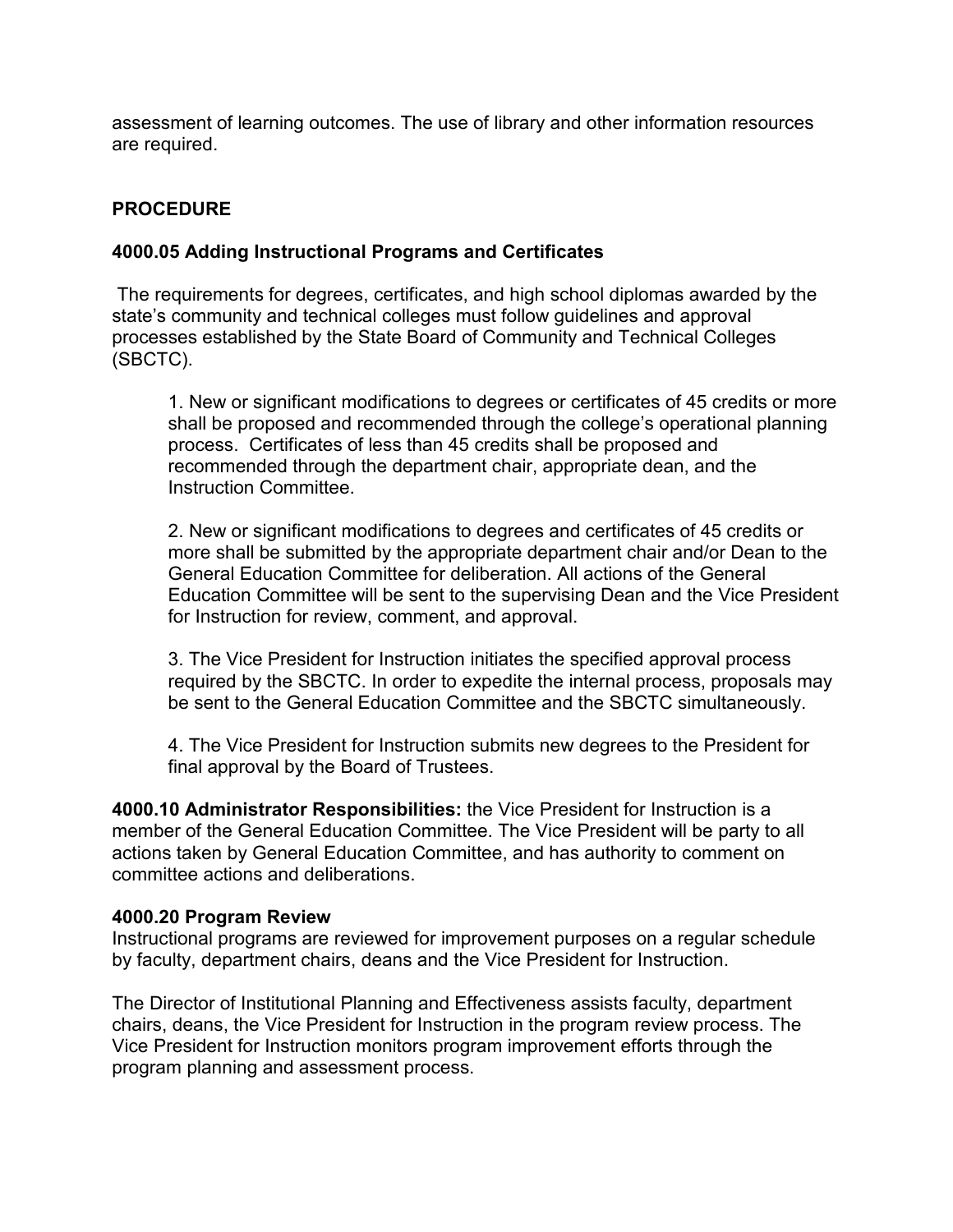assessment of learning outcomes. The use of library and other information resources are required.

## PROCEDURE

### 4000.05 Adding Instructional Programs and Certificates

The requirements for degrees, certificates, and high school diplomas awarded by the state's community and technical colleges must follow guidelines and approval processes established by the State Board of Community and Technical Colleges (SBCTC).

1. New or significant modifications to degrees or certificates of 45 credits or more shall be proposed and recommended through the college's operational planning process. Certificates of less than 45 credits shall be proposed and recommended through the department chair, appropriate dean, and the Instruction Committee.

2. New or significant modifications to degrees and certificates of 45 credits or more shall be submitted by the appropriate department chair and/or Dean to the General Education Committee for deliberation. All actions of the General Education Committee will be sent to the supervising Dean and the Vice President for Instruction for review, comment, and approval.

3. The Vice President for Instruction initiates the specified approval process required by the SBCTC. In order to expedite the internal process, proposals may be sent to the General Education Committee and the SBCTC simultaneously.

4. The Vice President for Instruction submits new degrees to the President for final approval by the Board of Trustees.

**4000.10 Administrator Responsibilities:** the Vice President for Instruction is a member of the General Education Committee. The Vice President will be party to all actions taken by General Education Committee, and has authority to comment on committee actions and deliberations.

### 4000.20 Program Review

Instructional programs are reviewed for improvement purposes on a regular schedule by faculty, department chairs, deans and the Vice President for Instruction.

The Director of Institutional Planning and Effectiveness assists faculty, department chairs, deans, the Vice President for Instruction in the program review process. The Vice President for Instruction monitors program improvement efforts through the program planning and assessment process.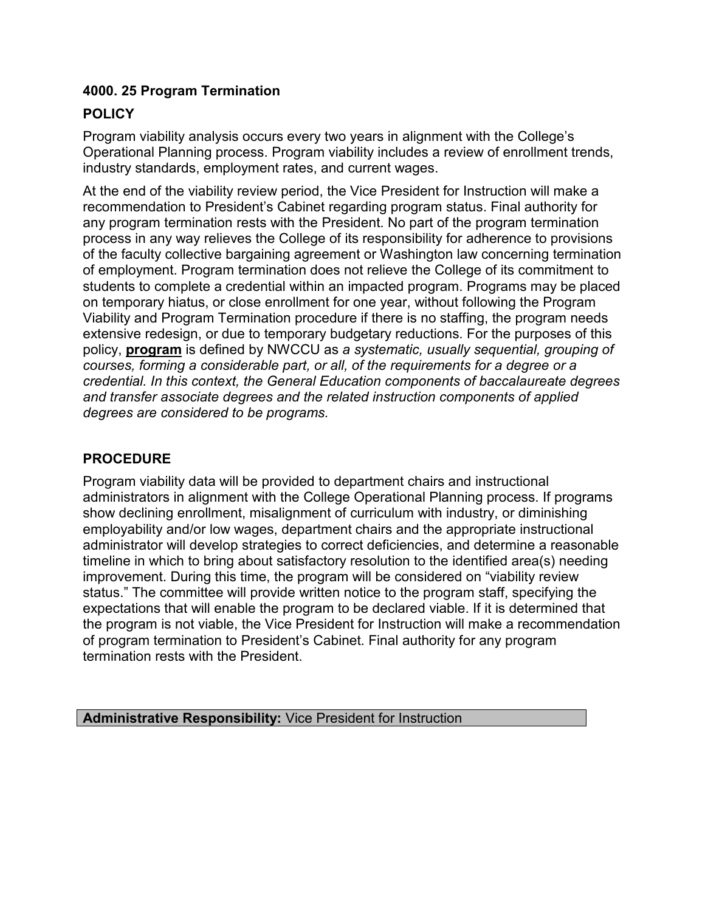### 4000. 25 Program Termination

### POLICY

Program viability analysis occurs every two years in alignment with the College's Operational Planning process. Program viability includes a review of enrollment trends, industry standards, employment rates, and current wages.

At the end of the viability review period, the Vice President for Instruction will make a recommendation to President's Cabinet regarding program status. Final authority for any program termination rests with the President. No part of the program termination process in any way relieves the College of its responsibility for adherence to provisions of the faculty collective bargaining agreement or Washington law concerning termination of employment. Program termination does not relieve the College of its commitment to students to complete a credential within an impacted program. Programs may be placed on temporary hiatus, or close enrollment for one year, without following the Program Viability and Program Termination procedure if there is no staffing, the program needs extensive redesign, or due to temporary budgetary reductions. For the purposes of this policy, **program** is defined by NWCCU as *a systematic, usually sequential, grouping of courses, forming a considerable part, or all, of the requirements for a degree or a credential. In this context, the General Education components of baccalaureate degrees and transfer associate degrees and the related instruction components of applied degrees are considered to be programs.*

### PROCEDURE

Program viability data will be provided to department chairs and instructional administrators in alignment with the College Operational Planning process. If programs show declining enrollment, misalignment of curriculum with industry, or diminishing employability and/or low wages, department chairs and the appropriate instructional administrator will develop strategies to correct deficiencies, and determine a reasonable timeline in which to bring about satisfactory resolution to the identified area(s) needing improvement. During this time, the program will be considered on "viability review status." The committee will provide written notice to the program staff, specifying the expectations that will enable the program to be declared viable. If it is determined that the program is not viable, the Vice President for Instruction will make a recommendation of program termination to President's Cabinet. Final authority for any program termination rests with the President.

**Administrative Responsibility:** Vice President for Instruction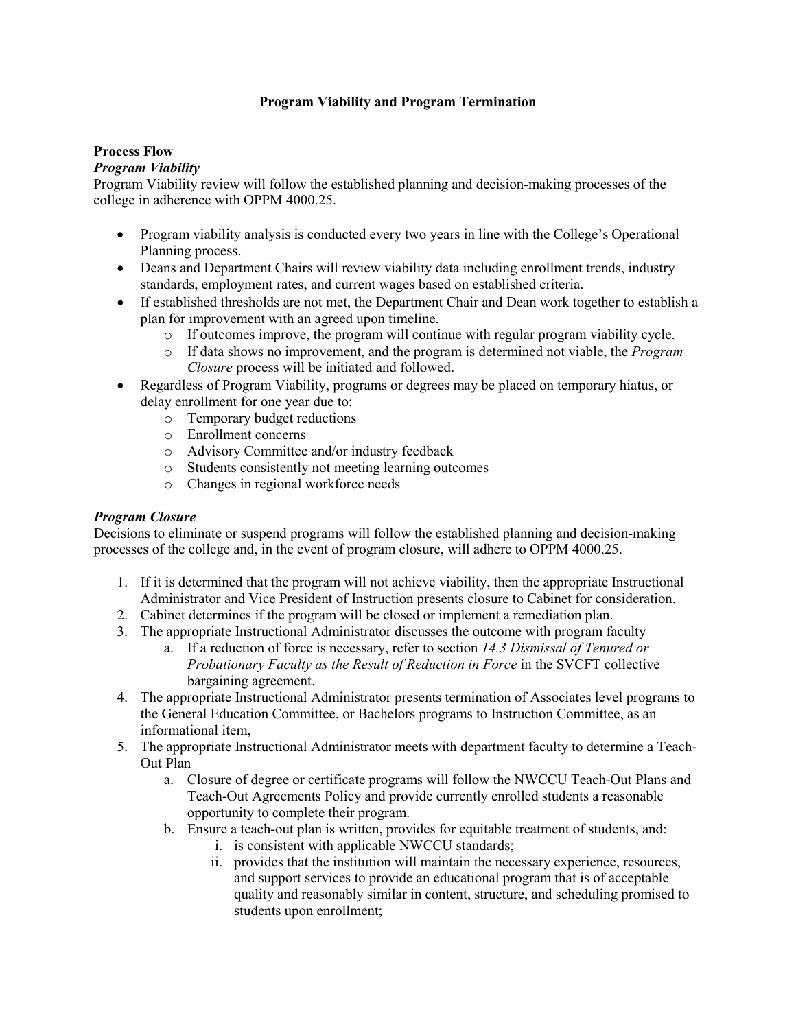# Program Viability and Program Termination

**Process Flow**

***Program Viability***

Program Viability review will follow the established planning and decision-making processes of the college in adherence with OPPM 4000.25.

- Program viability analysis is conducted every two years in line with the College's Operational Planning process.
- Deans and Department Chairs will review viability data including enrollment trends, industry standards, employment rates, and current wages based on established criteria.
- If established thresholds are not met, the Department Chair and Dean work together to establish a plan for improvement with an agreed upon timeline.
  - If outcomes improve, the program will continue with regular program viability cycle.
  - If data shows no improvement, and the program is determined not viable, the *Program Closure* process will be initiated and followed.
- Regardless of Program Viability, programs or degrees may be placed on temporary hiatus, or delay enrollment for one year due to:
  - Temporary budget reductions
  - Enrollment concerns
  - Advisory Committee and/or industry feedback
  - Students consistently not meeting learning outcomes
  - Changes in regional workforce needs

***Program Closure***

Decisions to eliminate or suspend programs will follow the established planning and decision-making processes of the college and, in the event of program closure, will adhere to OPPM 4000.25.

1. If it is determined that the program will not achieve viability, then the appropriate Instructional Administrator and Vice President of Instruction presents closure to Cabinet for consideration.
2. Cabinet determines if the program will be closed or implement a remediation plan.
3. The appropriate Instructional Administrator discusses the outcome with program faculty
   a. If a reduction of force is necessary, refer to section *14.3 Dismissal of Tenured or Probationary Faculty as the Result of Reduction in Force* in the SVCFT collective bargaining agreement.
4. The appropriate Instructional Administrator presents termination of Associates level programs to the General Education Committee, or Bachelors programs to Instruction Committee, as an informational item,
5. The appropriate Instructional Administrator meets with department faculty to determine a Teach-Out Plan
   a. Closure of degree or certificate programs will follow the NWCCU Teach-Out Plans and Teach-Out Agreements Policy and provide currently enrolled students a reasonable opportunity to complete their program.
   b. Ensure a teach-out plan is written, provides for equitable treatment of students, and:
      i. is consistent with applicable NWCCU standards;
      ii. provides that the institution will maintain the necessary experience, resources, and support services to provide an educational program that is of acceptable quality and reasonably similar in content, structure, and scheduling promised to students upon enrollment;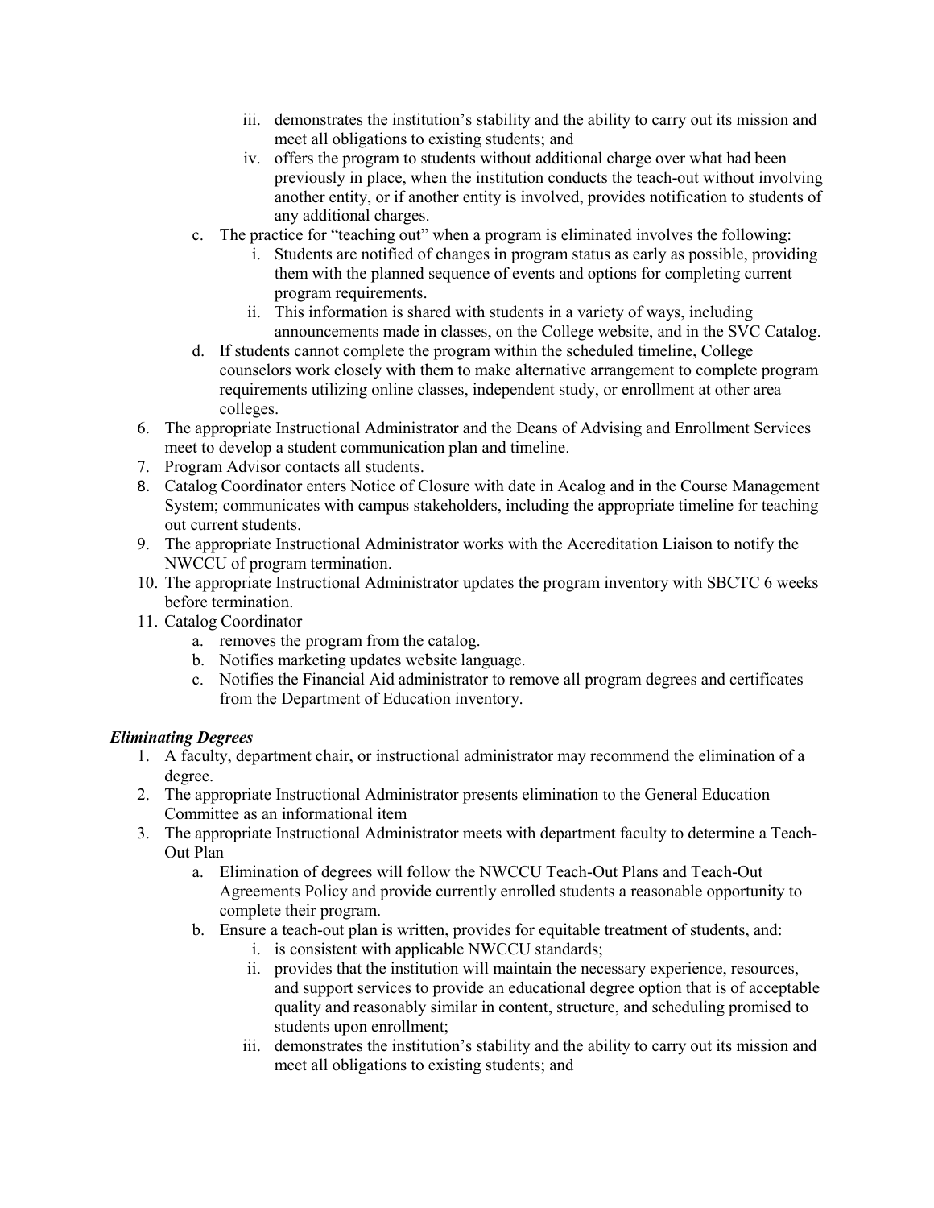iii. demonstrates the institution's stability and the ability to carry out its mission and meet all obligations to existing students; and
   iv. offers the program to students without additional charge over what had been previously in place, when the institution conducts the teach-out without involving another entity, or if another entity is involved, provides notification to students of any additional charges.

c. The practice for "teaching out" when a program is eliminated involves the following:
   i. Students are notified of changes in program status as early as possible, providing them with the planned sequence of events and options for completing current program requirements.
   ii. This information is shared with students in a variety of ways, including announcements made in classes, on the College website, and in the SVC Catalog.

d. If students cannot complete the program within the scheduled timeline, College counselors work closely with them to make alternative arrangement to complete program requirements utilizing online classes, independent study, or enrollment at other area colleges.

6. The appropriate Instructional Administrator and the Deans of Advising and Enrollment Services meet to develop a student communication plan and timeline.
7. Program Advisor contacts all students.
8. Catalog Coordinator enters Notice of Closure with date in Acalog and in the Course Management System; communicates with campus stakeholders, including the appropriate timeline for teaching out current students.
9. The appropriate Instructional Administrator works with the Accreditation Liaison to notify the NWCCU of program termination.
10. The appropriate Instructional Administrator updates the program inventory with SBCTC 6 weeks before termination.
11. Catalog Coordinator
    a. removes the program from the catalog.
    b. Notifies marketing updates website language.
    c. Notifies the Financial Aid administrator to remove all program degrees and certificates from the Department of Education inventory.

***Eliminating Degrees***

1. A faculty, department chair, or instructional administrator may recommend the elimination of a degree.
2. The appropriate Instructional Administrator presents elimination to the General Education Committee as an informational item
3. The appropriate Instructional Administrator meets with department faculty to determine a Teach-Out Plan
   a. Elimination of degrees will follow the NWCCU Teach-Out Plans and Teach-Out Agreements Policy and provide currently enrolled students a reasonable opportunity to complete their program.
   b. Ensure a teach-out plan is written, provides for equitable treatment of students, and:
      i. is consistent with applicable NWCCU standards;
      ii. provides that the institution will maintain the necessary experience, resources, and support services to provide an educational degree option that is of acceptable quality and reasonably similar in content, structure, and scheduling promised to students upon enrollment;
      iii. demonstrates the institution's stability and the ability to carry out its mission and meet all obligations to existing students; and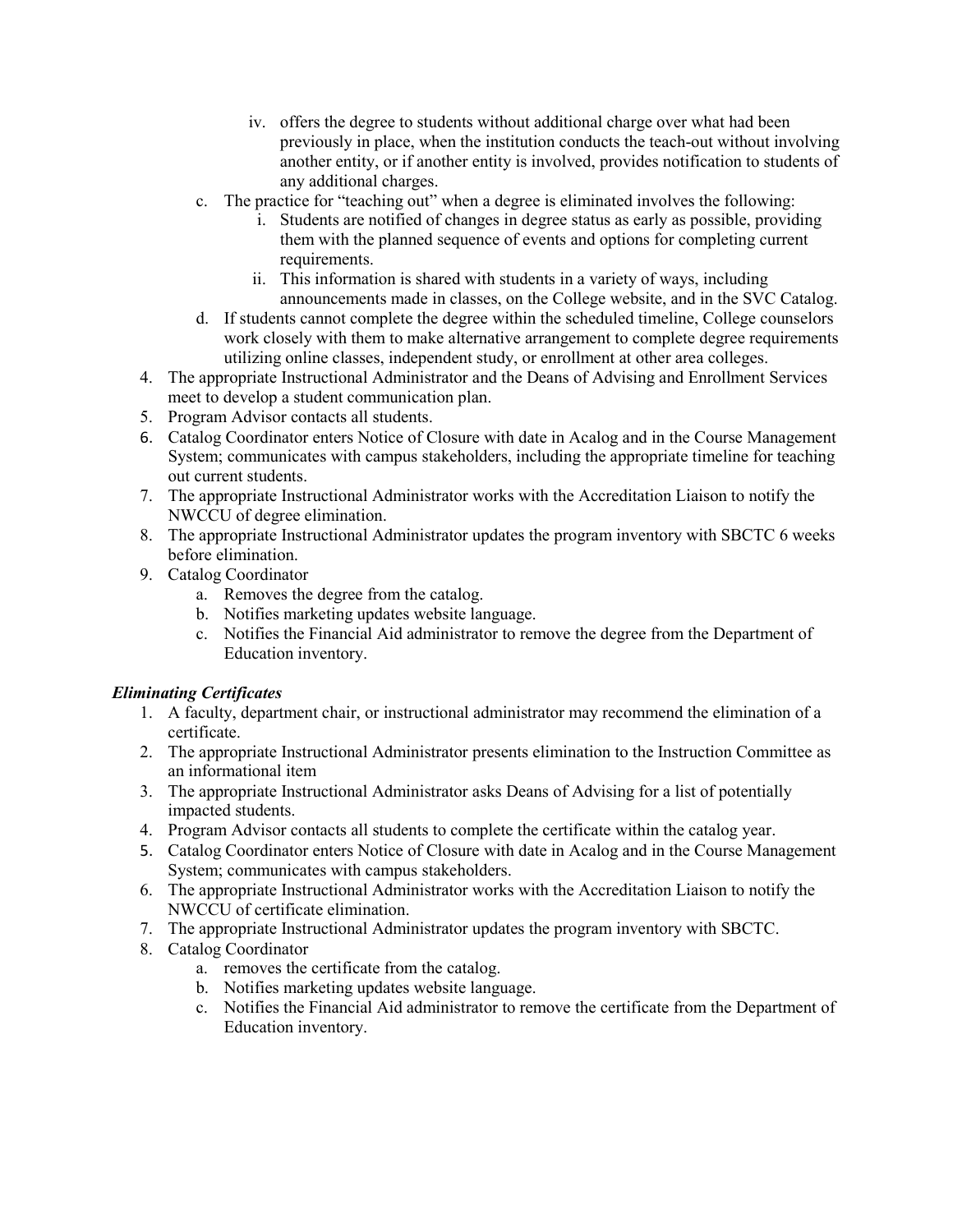- iv. offers the degree to students without additional charge over what had been previously in place, when the institution conducts the teach-out without involving another entity, or if another entity is involved, provides notification to students of any additional charges.
  - c. The practice for "teaching out" when a degree is eliminated involves the following:
    - i. Students are notified of changes in degree status as early as possible, providing them with the planned sequence of events and options for completing current requirements.
    - ii. This information is shared with students in a variety of ways, including announcements made in classes, on the College website, and in the SVC Catalog.
  - d. If students cannot complete the degree within the scheduled timeline, College counselors work closely with them to make alternative arrangement to complete degree requirements utilizing online classes, independent study, or enrollment at other area colleges.
4. The appropriate Instructional Administrator and the Deans of Advising and Enrollment Services meet to develop a student communication plan.
5. Program Advisor contacts all students.
6. Catalog Coordinator enters Notice of Closure with date in Acalog and in the Course Management System; communicates with campus stakeholders, including the appropriate timeline for teaching out current students.
7. The appropriate Instructional Administrator works with the Accreditation Liaison to notify the NWCCU of degree elimination.
8. The appropriate Instructional Administrator updates the program inventory with SBCTC 6 weeks before elimination.
9. Catalog Coordinator
   - a. Removes the degree from the catalog.
   - b. Notifies marketing updates website language.
   - c. Notifies the Financial Aid administrator to remove the degree from the Department of Education inventory.

***Eliminating Certificates***

1. A faculty, department chair, or instructional administrator may recommend the elimination of a certificate.
2. The appropriate Instructional Administrator presents elimination to the Instruction Committee as an informational item
3. The appropriate Instructional Administrator asks Deans of Advising for a list of potentially impacted students.
4. Program Advisor contacts all students to complete the certificate within the catalog year.
5. Catalog Coordinator enters Notice of Closure with date in Acalog and in the Course Management System; communicates with campus stakeholders.
6. The appropriate Instructional Administrator works with the Accreditation Liaison to notify the NWCCU of certificate elimination.
7. The appropriate Instructional Administrator updates the program inventory with SBCTC.
8. Catalog Coordinator
   - a. removes the certificate from the catalog.
   - b. Notifies marketing updates website language.
   - c. Notifies the Financial Aid administrator to remove the certificate from the Department of Education inventory.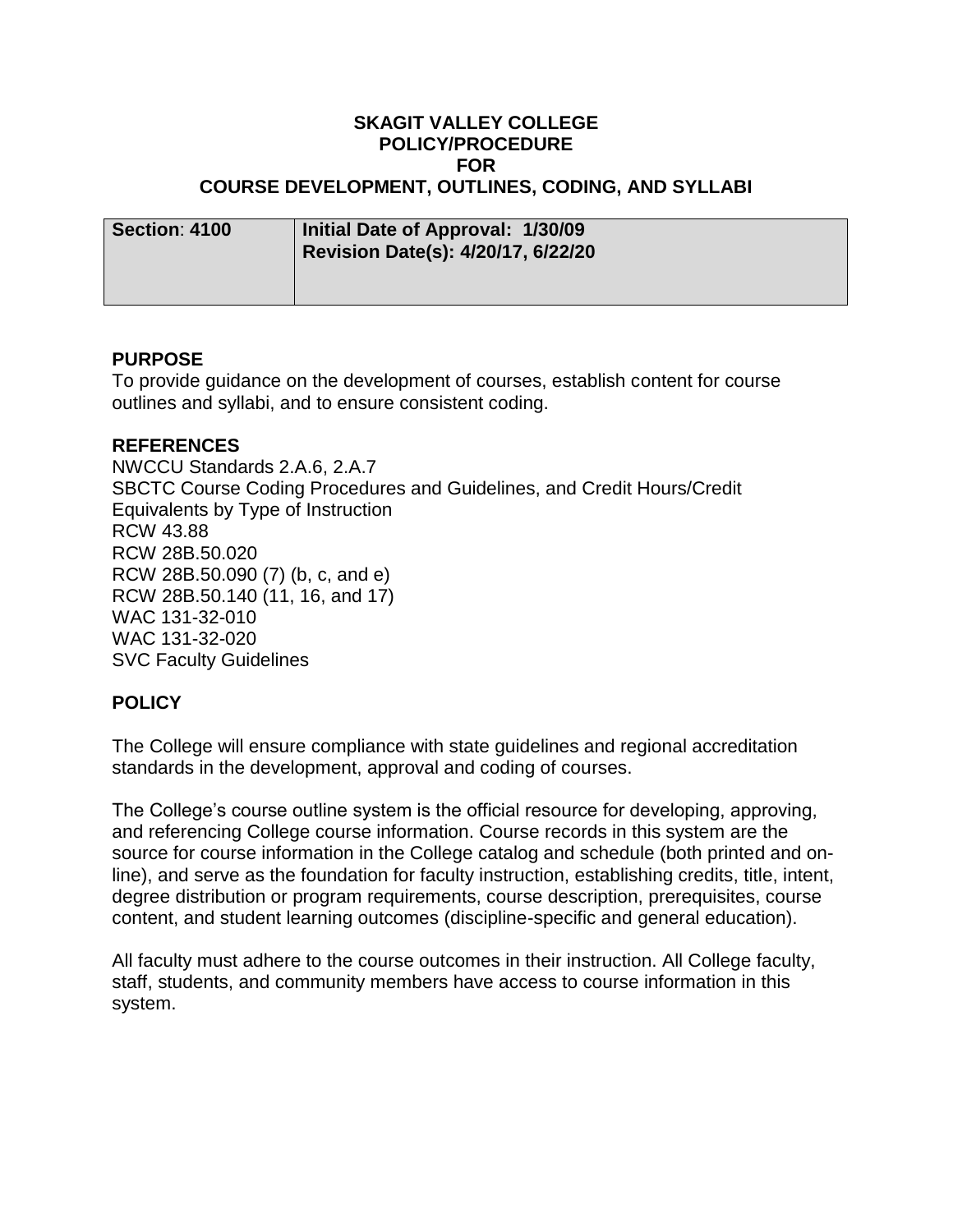# SKAGIT VALLEY COLLEGE
# POLICY/PROCEDURE
# FOR
# COURSE DEVELOPMENT, OUTLINES, CODING, AND SYLLABI

| **Section: 4100** | **Initial Date of Approval: 1/30/09**<br>**Revision Date(s): 4/20/17, 6/22/20** |
|---|---|

## PURPOSE

To provide guidance on the development of courses, establish content for course outlines and syllabi, and to ensure consistent coding.

## REFERENCES

NWCCU Standards 2.A.6, 2.A.7
SBCTC Course Coding Procedures and Guidelines, and Credit Hours/Credit Equivalents by Type of Instruction
RCW 43.88
RCW 28B.50.020
RCW 28B.50.090 (7) (b, c, and e)
RCW 28B.50.140 (11, 16, and 17)
WAC 131-32-010
WAC 131-32-020
SVC Faculty Guidelines

## POLICY

The College will ensure compliance with state guidelines and regional accreditation standards in the development, approval and coding of courses.

The College's course outline system is the official resource for developing, approving, and referencing College course information. Course records in this system are the source for course information in the College catalog and schedule (both printed and on-line), and serve as the foundation for faculty instruction, establishing credits, title, intent, degree distribution or program requirements, course description, prerequisites, course content, and student learning outcomes (discipline-specific and general education).

All faculty must adhere to the course outcomes in their instruction. All College faculty, staff, students, and community members have access to course information in this system.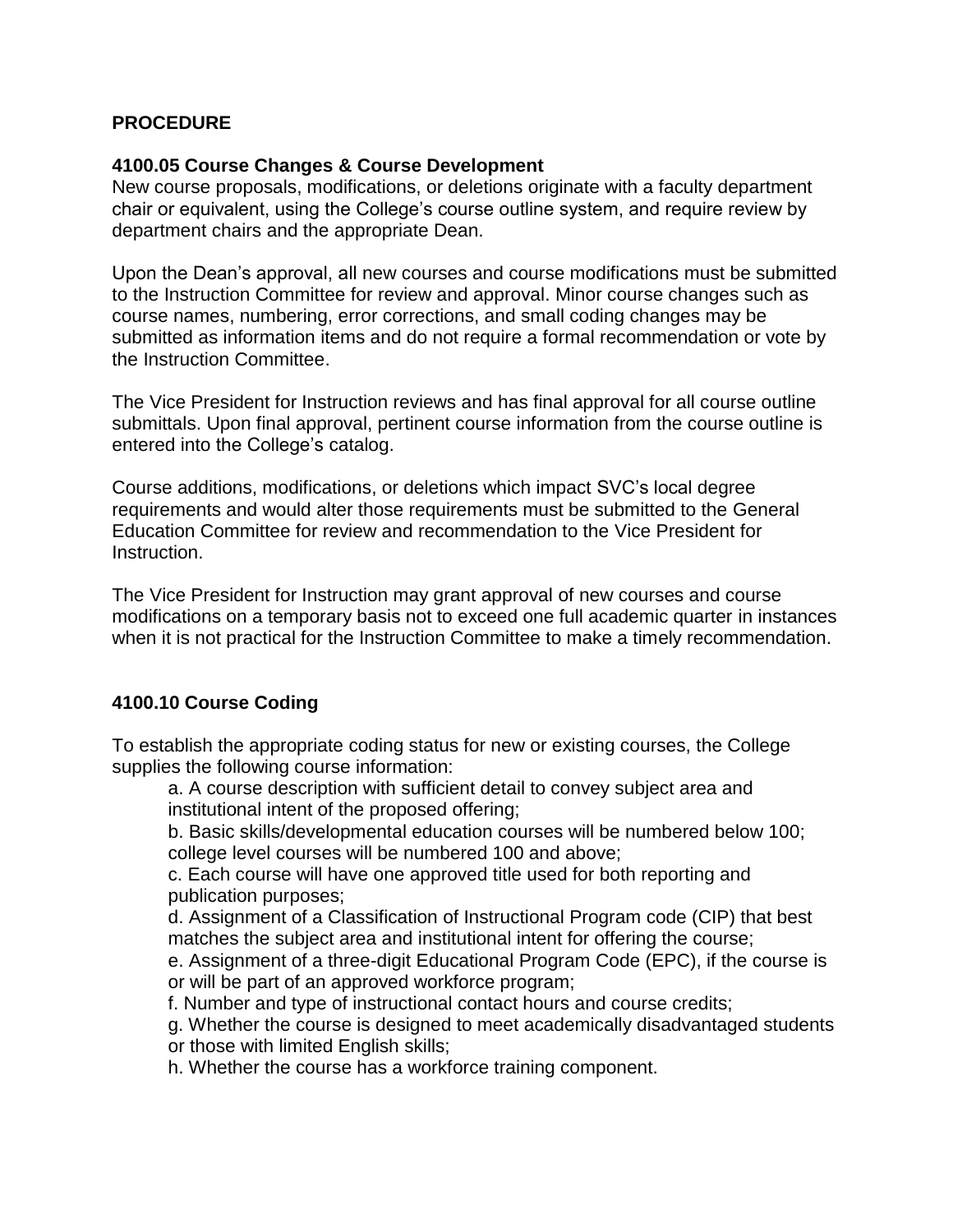**PROCEDURE**

**4100.05 Course Changes & Course Development**

New course proposals, modifications, or deletions originate with a faculty department chair or equivalent, using the College's course outline system, and require review by department chairs and the appropriate Dean.

Upon the Dean's approval, all new courses and course modifications must be submitted to the Instruction Committee for review and approval. Minor course changes such as course names, numbering, error corrections, and small coding changes may be submitted as information items and do not require a formal recommendation or vote by the Instruction Committee.

The Vice President for Instruction reviews and has final approval for all course outline submittals. Upon final approval, pertinent course information from the course outline is entered into the College's catalog.

Course additions, modifications, or deletions which impact SVC's local degree requirements and would alter those requirements must be submitted to the General Education Committee for review and recommendation to the Vice President for Instruction.

The Vice President for Instruction may grant approval of new courses and course modifications on a temporary basis not to exceed one full academic quarter in instances when it is not practical for the Instruction Committee to make a timely recommendation.

**4100.10 Course Coding**

To establish the appropriate coding status for new or existing courses, the College supplies the following course information:

a. A course description with sufficient detail to convey subject area and institutional intent of the proposed offering;

b. Basic skills/developmental education courses will be numbered below 100; college level courses will be numbered 100 and above;

c. Each course will have one approved title used for both reporting and publication purposes;

d. Assignment of a Classification of Instructional Program code (CIP) that best matches the subject area and institutional intent for offering the course;

e. Assignment of a three-digit Educational Program Code (EPC), if the course is or will be part of an approved workforce program;

f. Number and type of instructional contact hours and course credits;

g. Whether the course is designed to meet academically disadvantaged students or those with limited English skills;

h. Whether the course has a workforce training component.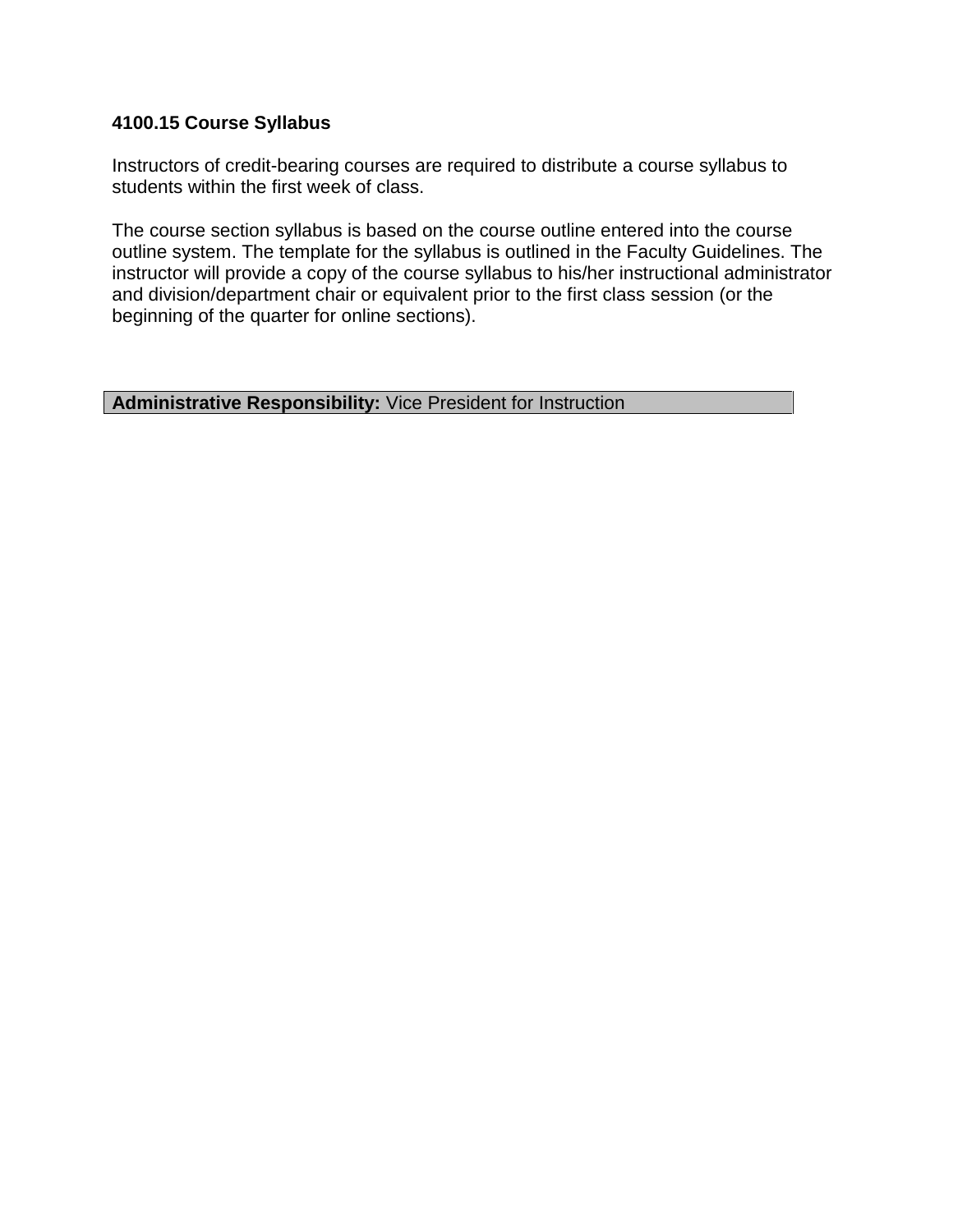### 4100.15 Course Syllabus

Instructors of credit-bearing courses are required to distribute a course syllabus to students within the first week of class.

The course section syllabus is based on the course outline entered into the course outline system. The template for the syllabus is outlined in the Faculty Guidelines. The instructor will provide a copy of the course syllabus to his/her instructional administrator and division/department chair or equivalent prior to the first class session (or the beginning of the quarter for online sections).

| **Administrative Responsibility:** Vice President for Instruction |
|---|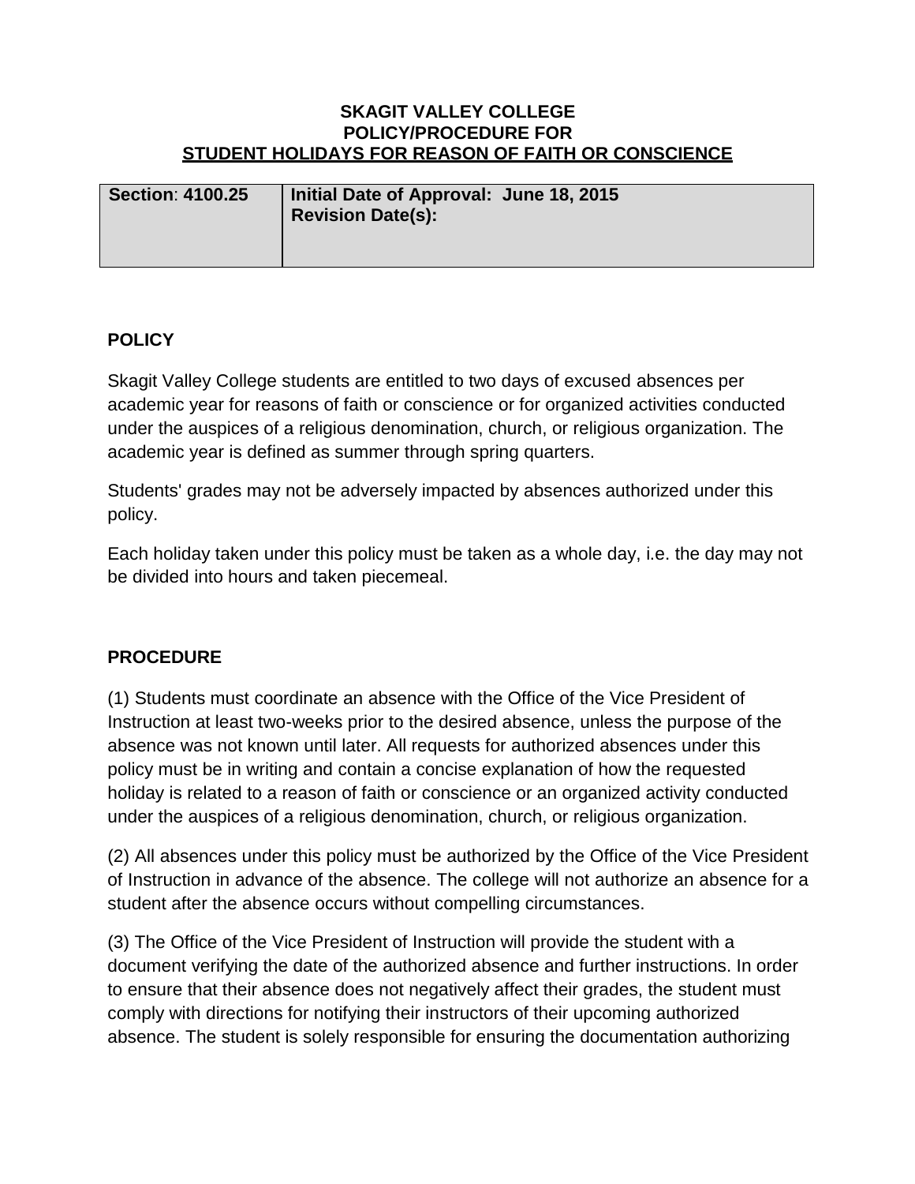**SKAGIT VALLEY COLLEGE**
**POLICY/PROCEDURE FOR**
**STUDENT HOLIDAYS FOR REASON OF FAITH OR CONSCIENCE**

| **Section: 4100.25** | **Initial Date of Approval: June 18, 2015**<br>**Revision Date(s):** |
|---|---|

## POLICY

Skagit Valley College students are entitled to two days of excused absences per academic year for reasons of faith or conscience or for organized activities conducted under the auspices of a religious denomination, church, or religious organization. The academic year is defined as summer through spring quarters.

Students' grades may not be adversely impacted by absences authorized under this policy.

Each holiday taken under this policy must be taken as a whole day, i.e. the day may not be divided into hours and taken piecemeal.

## PROCEDURE

(1) Students must coordinate an absence with the Office of the Vice President of Instruction at least two-weeks prior to the desired absence, unless the purpose of the absence was not known until later. All requests for authorized absences under this policy must be in writing and contain a concise explanation of how the requested holiday is related to a reason of faith or conscience or an organized activity conducted under the auspices of a religious denomination, church, or religious organization.

(2) All absences under this policy must be authorized by the Office of the Vice President of Instruction in advance of the absence. The college will not authorize an absence for a student after the absence occurs without compelling circumstances.

(3) The Office of the Vice President of Instruction will provide the student with a document verifying the date of the authorized absence and further instructions. In order to ensure that their absence does not negatively affect their grades, the student must comply with directions for notifying their instructors of their upcoming authorized absence. The student is solely responsible for ensuring the documentation authorizing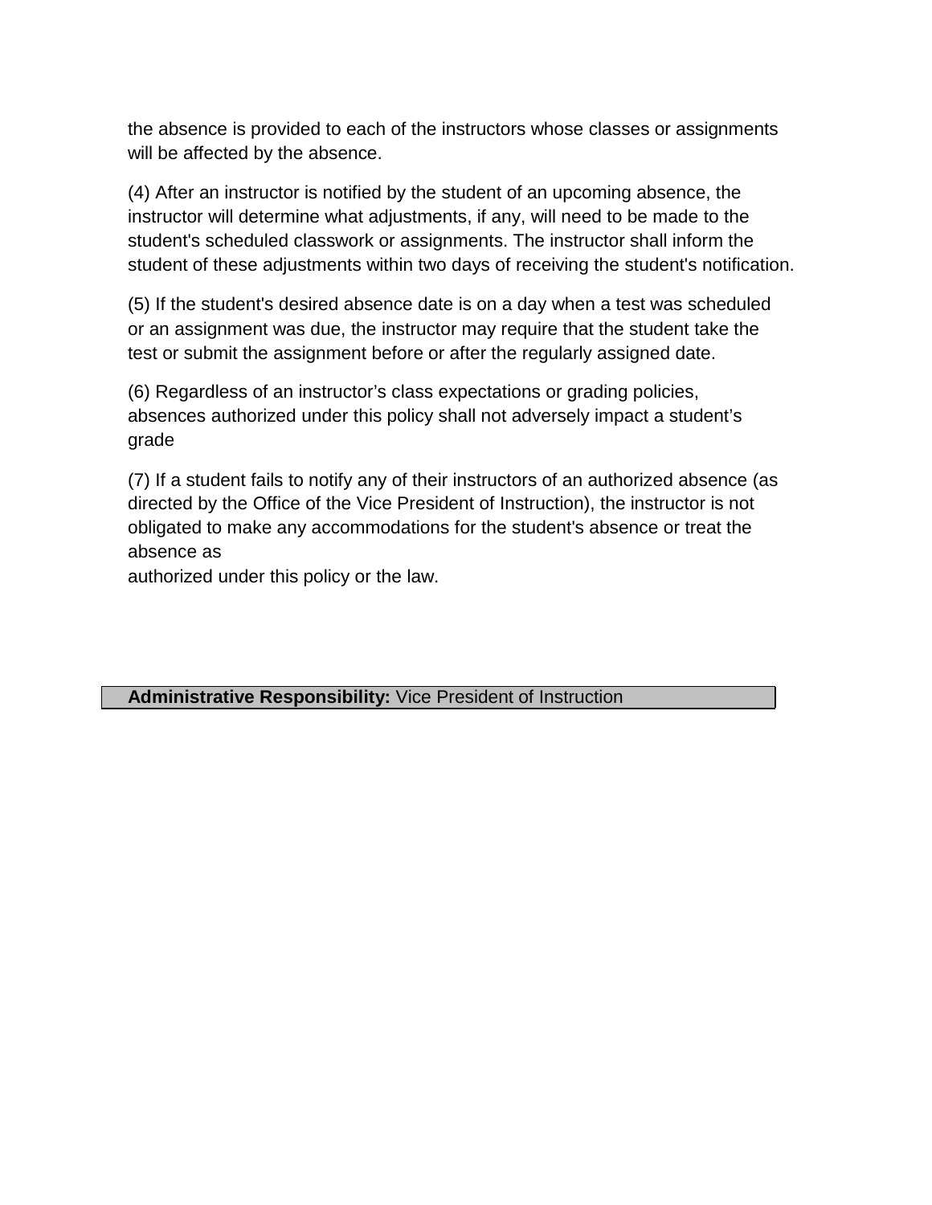the absence is provided to each of the instructors whose classes or assignments will be affected by the absence.

(4) After an instructor is notified by the student of an upcoming absence, the instructor will determine what adjustments, if any, will need to be made to the student's scheduled classwork or assignments. The instructor shall inform the student of these adjustments within two days of receiving the student's notification.

(5) If the student's desired absence date is on a day when a test was scheduled or an assignment was due, the instructor may require that the student take the test or submit the assignment before or after the regularly assigned date.

(6) Regardless of an instructor's class expectations or grading policies, absences authorized under this policy shall not adversely impact a student's grade

(7) If a student fails to notify any of their instructors of an authorized absence (as directed by the Office of the Vice President of Instruction), the instructor is not obligated to make any accommodations for the student's absence or treat the absence as authorized under this policy or the law.

**Administrative Responsibility:** Vice President of Instruction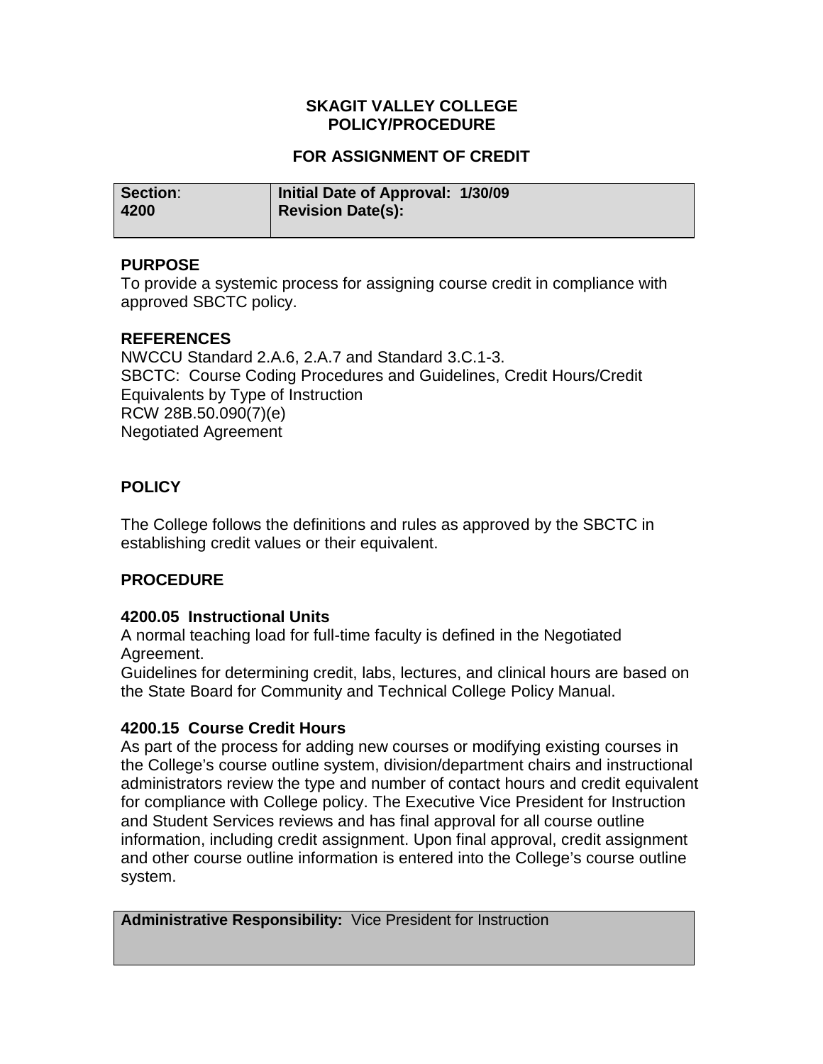**SKAGIT VALLEY COLLEGE**
**POLICY/PROCEDURE**

**FOR ASSIGNMENT OF CREDIT**

| **Section**: **4200** | **Initial Date of Approval: 1/30/09** **Revision Date(s):** |
|---|---|

## PURPOSE

To provide a systemic process for assigning course credit in compliance with approved SBCTC policy.

## REFERENCES

NWCCU Standard 2.A.6, 2.A.7 and Standard 3.C.1-3.
SBCTC: Course Coding Procedures and Guidelines, Credit Hours/Credit Equivalents by Type of Instruction
RCW 28B.50.090(7)(e)
Negotiated Agreement

## POLICY

The College follows the definitions and rules as approved by the SBCTC in establishing credit values or their equivalent.

## PROCEDURE

### 4200.05 Instructional Units

A normal teaching load for full-time faculty is defined in the Negotiated Agreement.
Guidelines for determining credit, labs, lectures, and clinical hours are based on the State Board for Community and Technical College Policy Manual.

### 4200.15 Course Credit Hours

As part of the process for adding new courses or modifying existing courses in the College's course outline system, division/department chairs and instructional administrators review the type and number of contact hours and credit equivalent for compliance with College policy. The Executive Vice President for Instruction and Student Services reviews and has final approval for all course outline information, including credit assignment. Upon final approval, credit assignment and other course outline information is entered into the College's course outline system.

| **Administrative Responsibility:** Vice President for Instruction |
|---|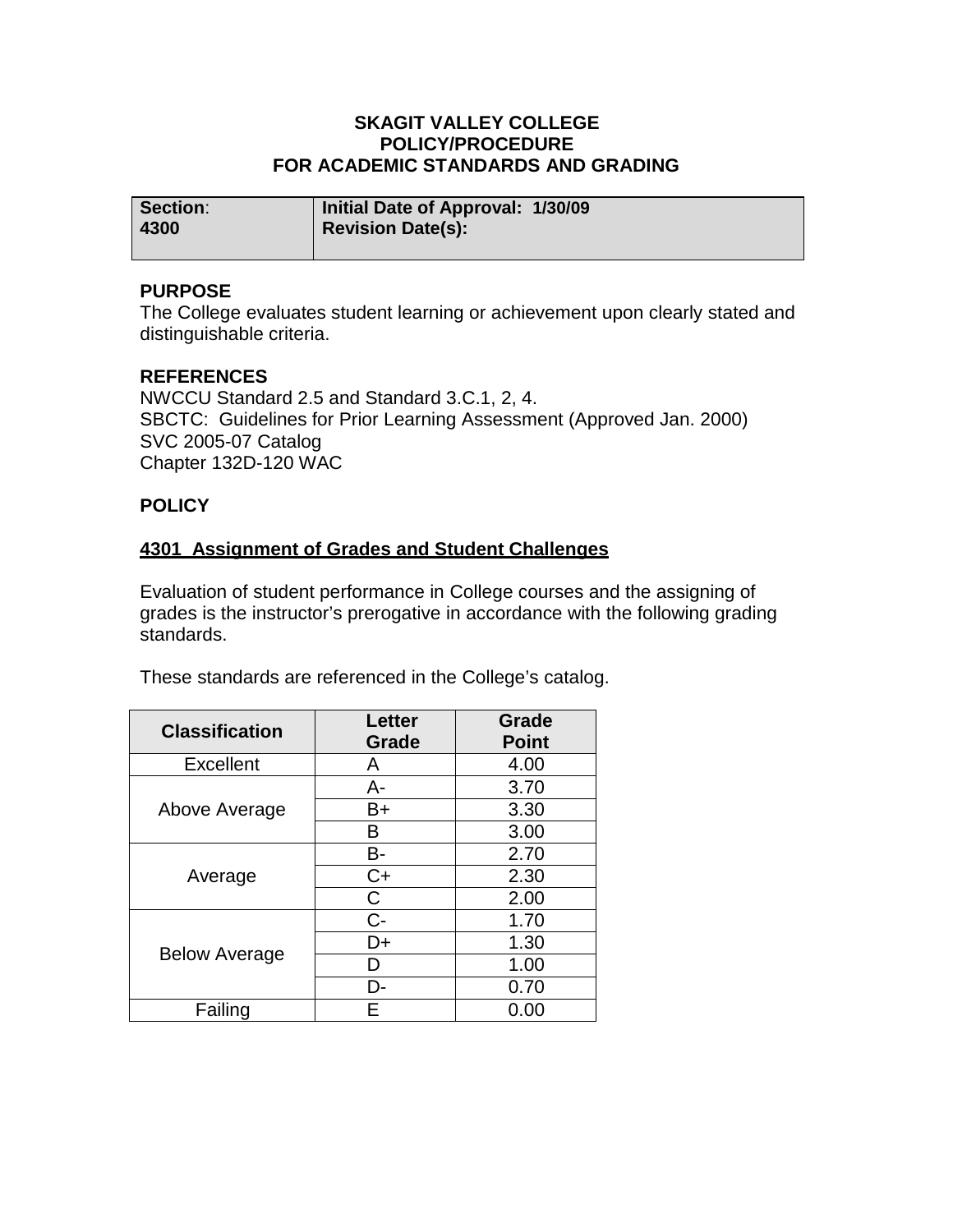# SKAGIT VALLEY COLLEGE
## POLICY/PROCEDURE
## FOR ACADEMIC STANDARDS AND GRADING

| **Section:** | **Initial Date of Approval: 1/30/09** |
|---|---|
| **4300** | **Revision Date(s):** |

**PURPOSE**

The College evaluates student learning or achievement upon clearly stated and distinguishable criteria.

**REFERENCES**

NWCCU Standard 2.5 and Standard 3.C.1, 2, 4.
SBCTC: Guidelines for Prior Learning Assessment (Approved Jan. 2000)
SVC 2005-07 Catalog
Chapter 132D-120 WAC

**POLICY**

**4301 Assignment of Grades and Student Challenges**

Evaluation of student performance in College courses and the assigning of grades is the instructor's prerogative in accordance with the following grading standards.

These standards are referenced in the College's catalog.

| Classification | Letter Grade | Grade Point |
|---|---|---|
| Excellent | A | 4.00 |
| Above Average | A- | 3.70 |
| | B+ | 3.30 |
| | B | 3.00 |
| Average | B- | 2.70 |
| | C+ | 2.30 |
| | C | 2.00 |
| Below Average | C- | 1.70 |
| | D+ | 1.30 |
| | D | 1.00 |
| | D- | 0.70 |
| Failing | E | 0.00 |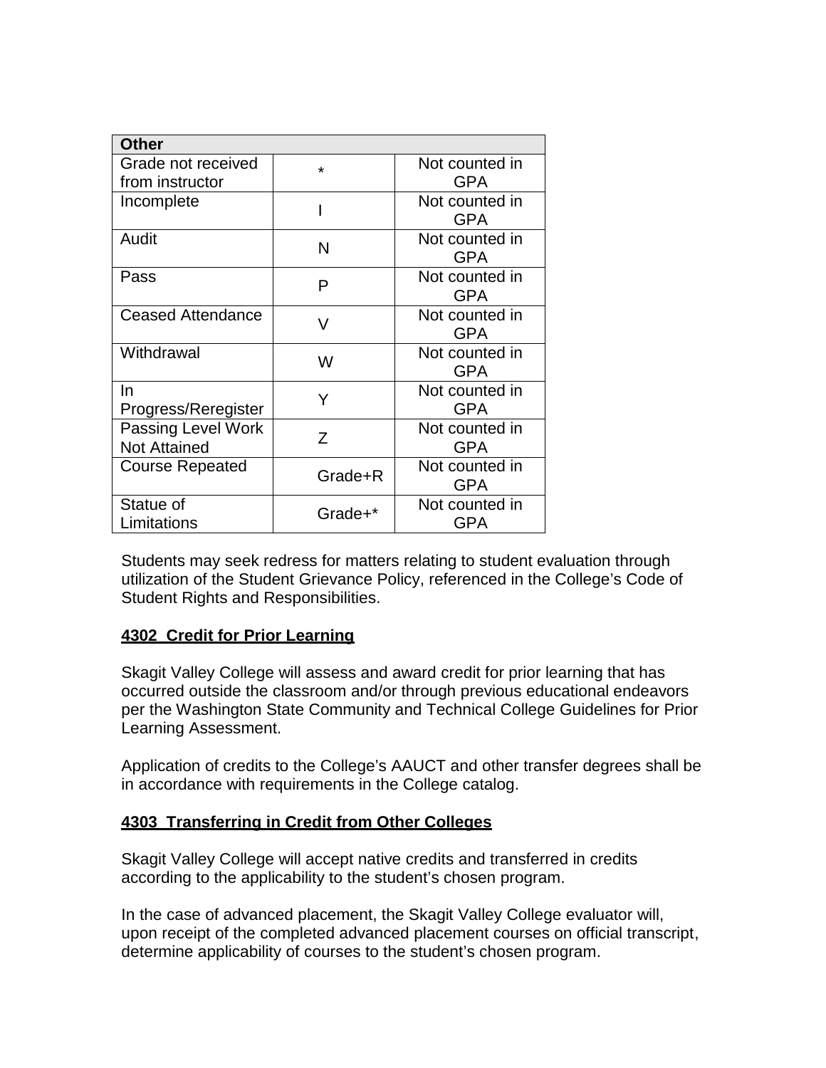| Other | | |
|---|---|---|
| Grade not received from instructor | * | Not counted in GPA |
| Incomplete | I | Not counted in GPA |
| Audit | N | Not counted in GPA |
| Pass | P | Not counted in GPA |
| Ceased Attendance | V | Not counted in GPA |
| Withdrawal | W | Not counted in GPA |
| In Progress/Reregister | Y | Not counted in GPA |
| Passing Level Work Not Attained | Z | Not counted in GPA |
| Course Repeated | Grade+R | Not counted in GPA |
| Statue of Limitations | Grade+* | Not counted in GPA |

Students may seek redress for matters relating to student evaluation through utilization of the Student Grievance Policy, referenced in the College's Code of Student Rights and Responsibilities.

**<u>4302 Credit for Prior Learning</u>**

Skagit Valley College will assess and award credit for prior learning that has occurred outside the classroom and/or through previous educational endeavors per the Washington State Community and Technical College Guidelines for Prior Learning Assessment.

Application of credits to the College's AAUCT and other transfer degrees shall be in accordance with requirements in the College catalog.

**<u>4303 Transferring in Credit from Other Colleges</u>**

Skagit Valley College will accept native credits and transferred in credits according to the applicability to the student's chosen program.

In the case of advanced placement, the Skagit Valley College evaluator will, upon receipt of the completed advanced placement courses on official transcript, determine applicability of courses to the student's chosen program.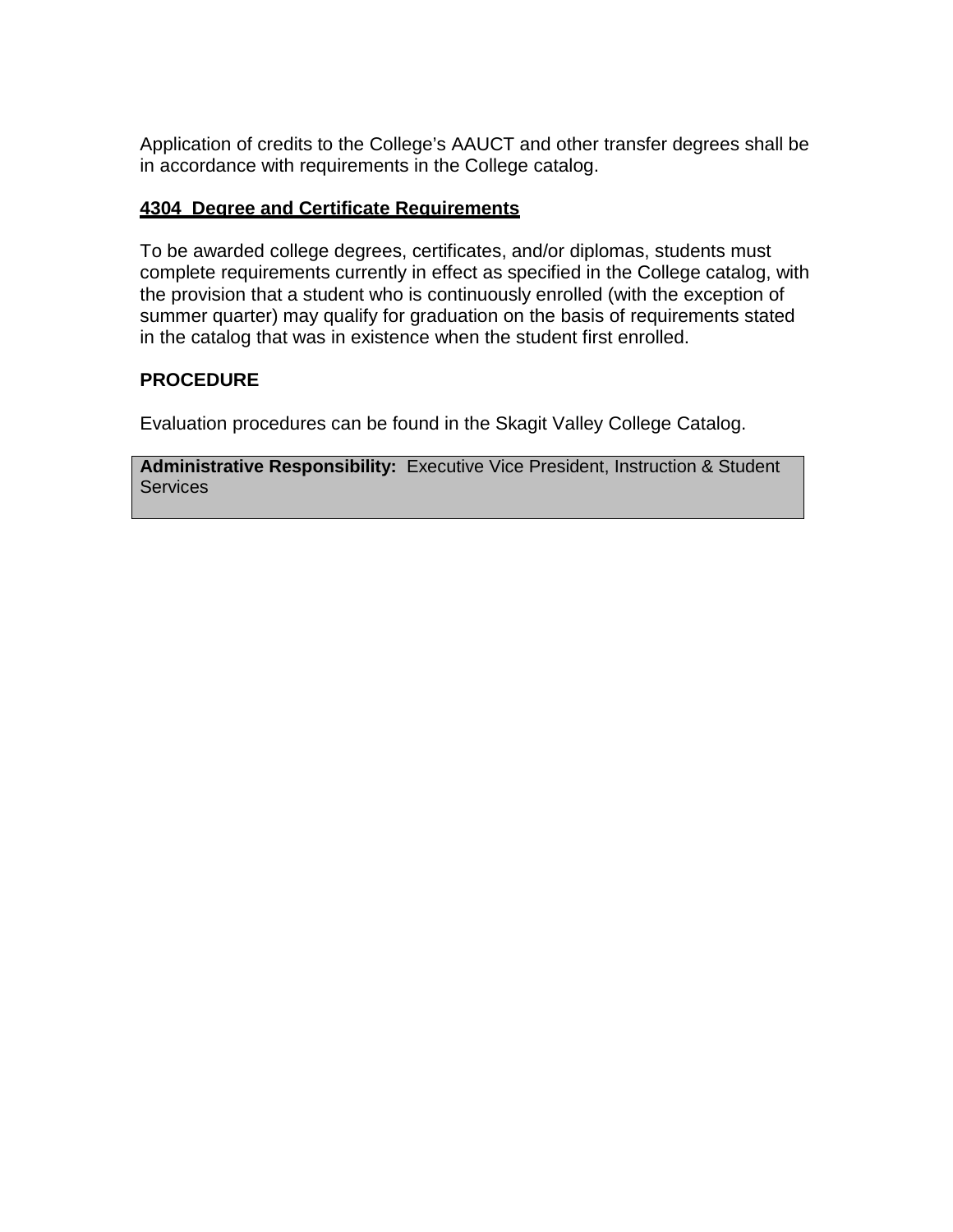Application of credits to the College's AAUCT and other transfer degrees shall be in accordance with requirements in the College catalog.

**4304 Degree and Certificate Requirements**

To be awarded college degrees, certificates, and/or diplomas, students must complete requirements currently in effect as specified in the College catalog, with the provision that a student who is continuously enrolled (with the exception of summer quarter) may qualify for graduation on the basis of requirements stated in the catalog that was in existence when the student first enrolled.

**PROCEDURE**

Evaluation procedures can be found in the Skagit Valley College Catalog.

**Administrative Responsibility:** Executive Vice President, Instruction & Student Services